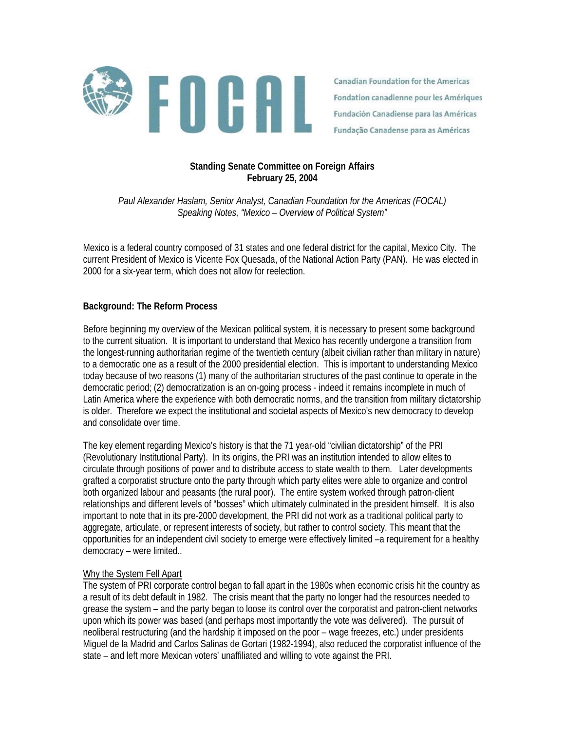FOCAL

Canadian Foundation for the Americas
Fondation canadienne pour les Amériques
Fundación Canadiense para las Américas
Fundação Canadense para as Américas

**Standing Senate Committee on Foreign Affairs**
**February 25, 2004**

*Paul Alexander Haslam, Senior Analyst, Canadian Foundation for the Americas (FOCAL)*
*Speaking Notes, "Mexico – Overview of Political System"*

Mexico is a federal country composed of 31 states and one federal district for the capital, Mexico City. The current President of Mexico is Vicente Fox Quesada, of the National Action Party (PAN). He was elected in 2000 for a six-year term, which does not allow for reelection.

**Background: The Reform Process**

Before beginning my overview of the Mexican political system, it is necessary to present some background to the current situation. It is important to understand that Mexico has recently undergone a transition from the longest-running authoritarian regime of the twentieth century (albeit civilian rather than military in nature) to a democratic one as a result of the 2000 presidential election. This is important to understanding Mexico today because of two reasons (1) many of the authoritarian structures of the past continue to operate in the democratic period; (2) democratization is an on-going process - indeed it remains incomplete in much of Latin America where the experience with both democratic norms, and the transition from military dictatorship is older. Therefore we expect the institutional and societal aspects of Mexico's new democracy to develop and consolidate over time.

The key element regarding Mexico's history is that the 71 year-old "civilian dictatorship" of the PRI (Revolutionary Institutional Party). In its origins, the PRI was an institution intended to allow elites to circulate through positions of power and to distribute access to state wealth to them. Later developments grafted a corporatist structure onto the party through which party elites were able to organize and control both organized labour and peasants (the rural poor). The entire system worked through patron-client relationships and different levels of "bosses" which ultimately culminated in the president himself. It is also important to note that in its pre-2000 development, the PRI did not work as a traditional political party to aggregate, articulate, or represent interests of society, but rather to control society. This meant that the opportunities for an independent civil society to emerge were effectively limited –a requirement for a healthy democracy – were limited..

Why the System Fell Apart

The system of PRI corporate control began to fall apart in the 1980s when economic crisis hit the country as a result of its debt default in 1982. The crisis meant that the party no longer had the resources needed to grease the system – and the party began to loose its control over the corporatist and patron-client networks upon which its power was based (and perhaps most importantly the vote was delivered). The pursuit of neoliberal restructuring (and the hardship it imposed on the poor – wage freezes, etc.) under presidents Miguel de la Madrid and Carlos Salinas de Gortari (1982-1994), also reduced the corporatist influence of the state – and left more Mexican voters' unaffiliated and willing to vote against the PRI.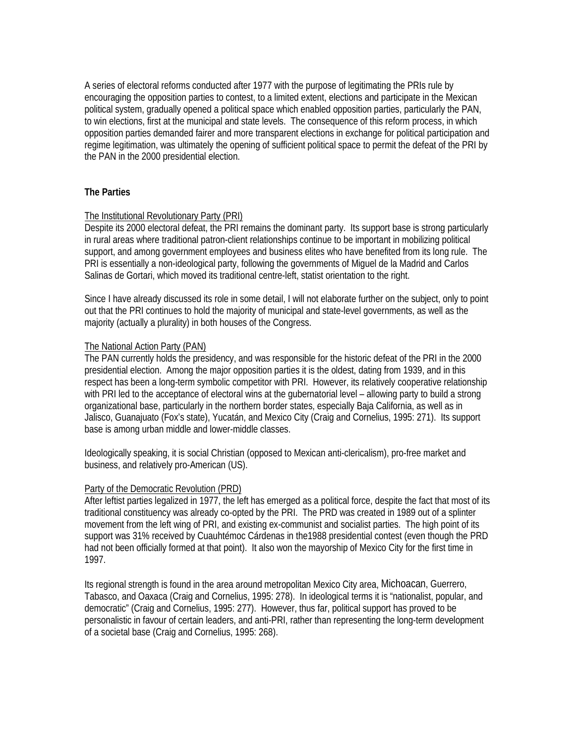A series of electoral reforms conducted after 1977 with the purpose of legitimating the PRIs rule by encouraging the opposition parties to contest, to a limited extent, elections and participate in the Mexican political system, gradually opened a political space which enabled opposition parties, particularly the PAN, to win elections, first at the municipal and state levels. The consequence of this reform process, in which opposition parties demanded fairer and more transparent elections in exchange for political participation and regime legitimation, was ultimately the opening of sufficient political space to permit the defeat of the PRI by the PAN in the 2000 presidential election.

**The Parties**

The Institutional Revolutionary Party (PRI)

Despite its 2000 electoral defeat, the PRI remains the dominant party. Its support base is strong particularly in rural areas where traditional patron-client relationships continue to be important in mobilizing political support, and among government employees and business elites who have benefited from its long rule. The PRI is essentially a non-ideological party, following the governments of Miguel de la Madrid and Carlos Salinas de Gortari, which moved its traditional centre-left, statist orientation to the right.

Since I have already discussed its role in some detail, I will not elaborate further on the subject, only to point out that the PRI continues to hold the majority of municipal and state-level governments, as well as the majority (actually a plurality) in both houses of the Congress.

The National Action Party (PAN)

The PAN currently holds the presidency, and was responsible for the historic defeat of the PRI in the 2000 presidential election. Among the major opposition parties it is the oldest, dating from 1939, and in this respect has been a long-term symbolic competitor with PRI. However, its relatively cooperative relationship with PRI led to the acceptance of electoral wins at the gubernatorial level – allowing party to build a strong organizational base, particularly in the northern border states, especially Baja California, as well as in Jalisco, Guanajuato (Fox's state), Yucatán, and Mexico City (Craig and Cornelius, 1995: 271). Its support base is among urban middle and lower-middle classes.

Ideologically speaking, it is social Christian (opposed to Mexican anti-clericalism), pro-free market and business, and relatively pro-American (US).

Party of the Democratic Revolution (PRD)

After leftist parties legalized in 1977, the left has emerged as a political force, despite the fact that most of its traditional constituency was already co-opted by the PRI. The PRD was created in 1989 out of a splinter movement from the left wing of PRI, and existing ex-communist and socialist parties. The high point of its support was 31% received by Cuauhtémoc Cárdenas in the1988 presidential contest (even though the PRD had not been officially formed at that point). It also won the mayorship of Mexico City for the first time in 1997.

Its regional strength is found in the area around metropolitan Mexico City area, Michoacan, Guerrero, Tabasco, and Oaxaca (Craig and Cornelius, 1995: 278). In ideological terms it is "nationalist, popular, and democratic" (Craig and Cornelius, 1995: 277). However, thus far, political support has proved to be personalistic in favour of certain leaders, and anti-PRI, rather than representing the long-term development of a societal base (Craig and Cornelius, 1995: 268).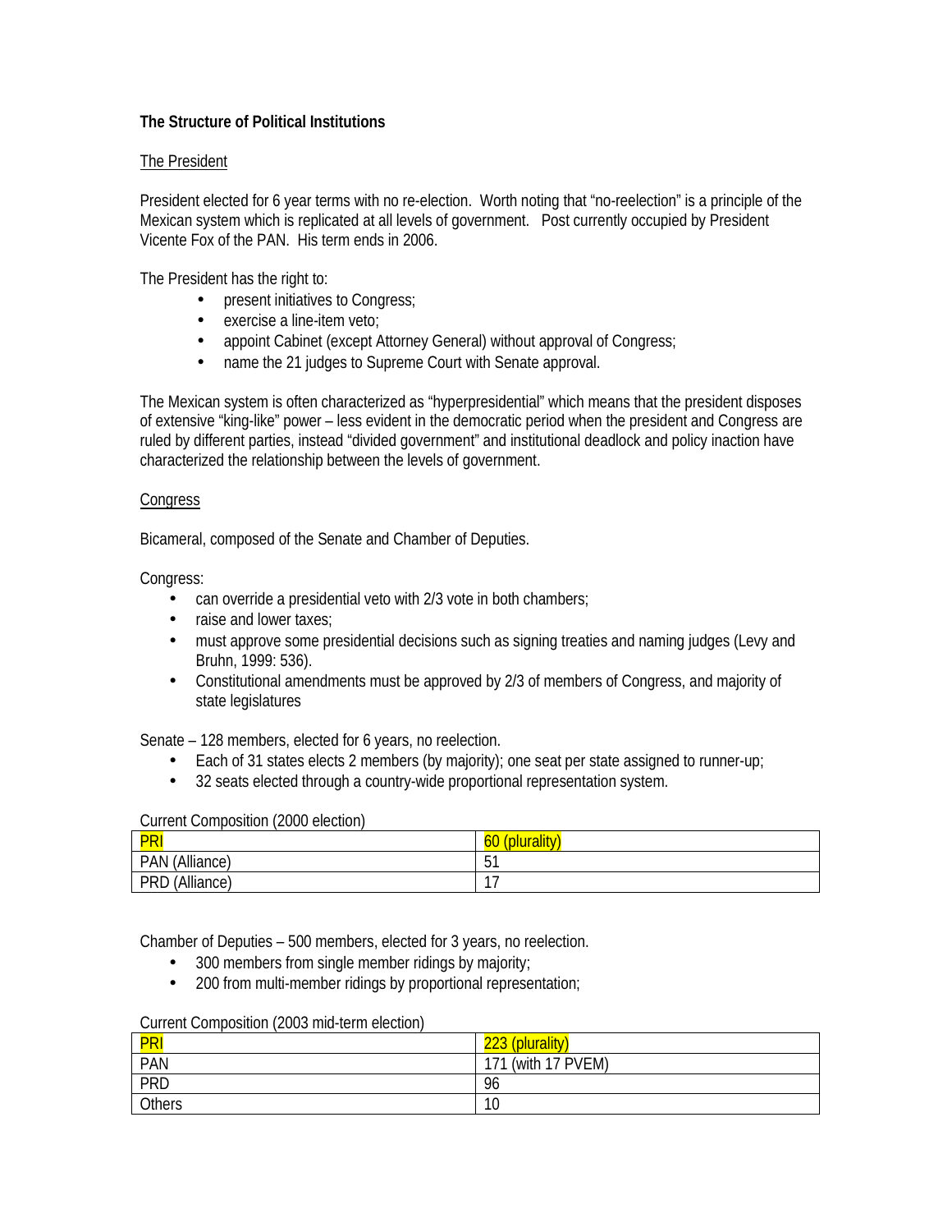**The Structure of Political Institutions**

The President

President elected for 6 year terms with no re-election. Worth noting that "no-reelection" is a principle of the Mexican system which is replicated at all levels of government. Post currently occupied by President Vicente Fox of the PAN. His term ends in 2006.

The President has the right to:

- present initiatives to Congress;
- exercise a line-item veto;
- appoint Cabinet (except Attorney General) without approval of Congress;
- name the 21 judges to Supreme Court with Senate approval.

The Mexican system is often characterized as "hyperpresidential" which means that the president disposes of extensive "king-like" power – less evident in the democratic period when the president and Congress are ruled by different parties, instead "divided government" and institutional deadlock and policy inaction have characterized the relationship between the levels of government.

Congress

Bicameral, composed of the Senate and Chamber of Deputies.

Congress:

- can override a presidential veto with 2/3 vote in both chambers;
- raise and lower taxes;
- must approve some presidential decisions such as signing treaties and naming judges (Levy and Bruhn, 1999: 536).
- Constitutional amendments must be approved by 2/3 of members of Congress, and majority of state legislatures

Senate – 128 members, elected for 6 years, no reelection.

- Each of 31 states elects 2 members (by majority); one seat per state assigned to runner-up;
- 32 seats elected through a country-wide proportional representation system.

Current Composition (2000 election)

| PRI | 60 (plurality) |
|---|---|
| PAN (Alliance) | 51 |
| PRD (Alliance) | 17 |

Chamber of Deputies – 500 members, elected for 3 years, no reelection.

- 300 members from single member ridings by majority;
- 200 from multi-member ridings by proportional representation;

Current Composition (2003 mid-term election)

| PRI | 223 (plurality) |
|---|---|
| PAN | 171 (with 17 PVEM) |
| PRD | 96 |
| Others | 10 |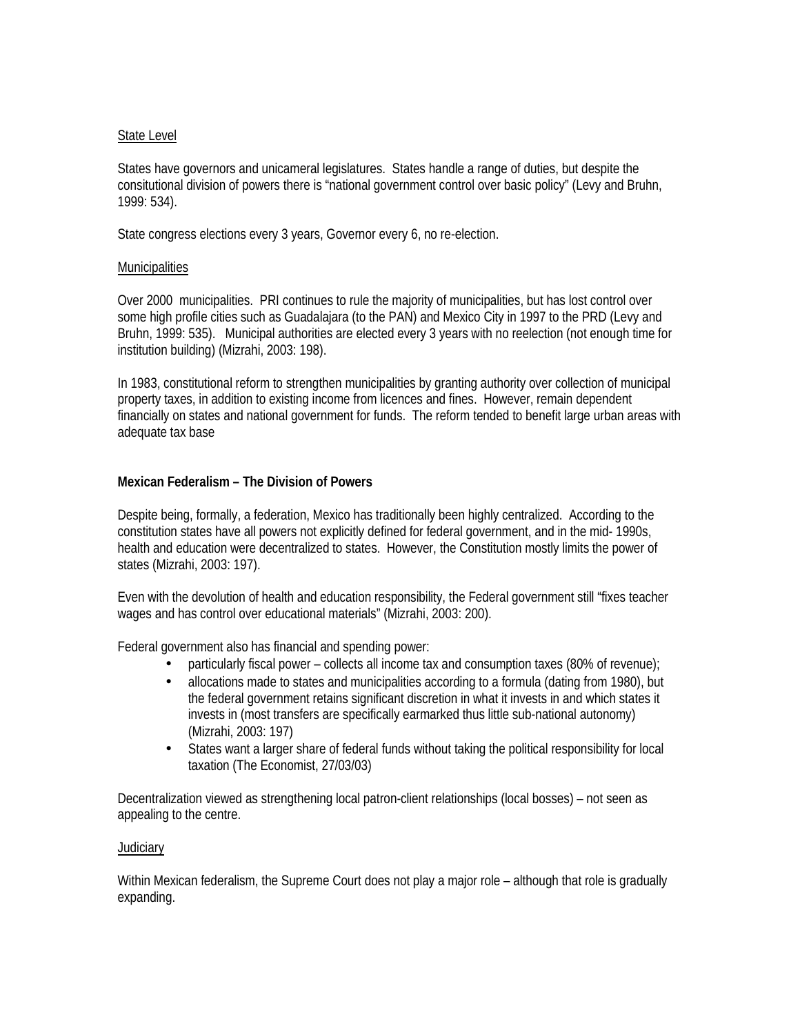<u>State Level</u>

States have governors and unicameral legislatures. States handle a range of duties, but despite the consitutional division of powers there is "national government control over basic policy" (Levy and Bruhn, 1999: 534).

State congress elections every 3 years, Governor every 6, no re-election.

<u>Municipalities</u>

Over 2000 municipalities. PRI continues to rule the majority of municipalities, but has lost control over some high profile cities such as Guadalajara (to the PAN) and Mexico City in 1997 to the PRD (Levy and Bruhn, 1999: 535). Municipal authorities are elected every 3 years with no reelection (not enough time for institution building) (Mizrahi, 2003: 198).

In 1983, constitutional reform to strengthen municipalities by granting authority over collection of municipal property taxes, in addition to existing income from licences and fines. However, remain dependent financially on states and national government for funds. The reform tended to benefit large urban areas with adequate tax base

**Mexican Federalism – The Division of Powers**

Despite being, formally, a federation, Mexico has traditionally been highly centralized. According to the constitution states have all powers not explicitly defined for federal government, and in the mid- 1990s, health and education were decentralized to states. However, the Constitution mostly limits the power of states (Mizrahi, 2003: 197).

Even with the devolution of health and education responsibility, the Federal government still "fixes teacher wages and has control over educational materials" (Mizrahi, 2003: 200).

Federal government also has financial and spending power:

- particularly fiscal power – collects all income tax and consumption taxes (80% of revenue);
- allocations made to states and municipalities according to a formula (dating from 1980), but the federal government retains significant discretion in what it invests in and which states it invests in (most transfers are specifically earmarked thus little sub-national autonomy) (Mizrahi, 2003: 197)
- States want a larger share of federal funds without taking the political responsibility for local taxation (The Economist, 27/03/03)

Decentralization viewed as strengthening local patron-client relationships (local bosses) – not seen as appealing to the centre.

<u>Judiciary</u>

Within Mexican federalism, the Supreme Court does not play a major role – although that role is gradually expanding.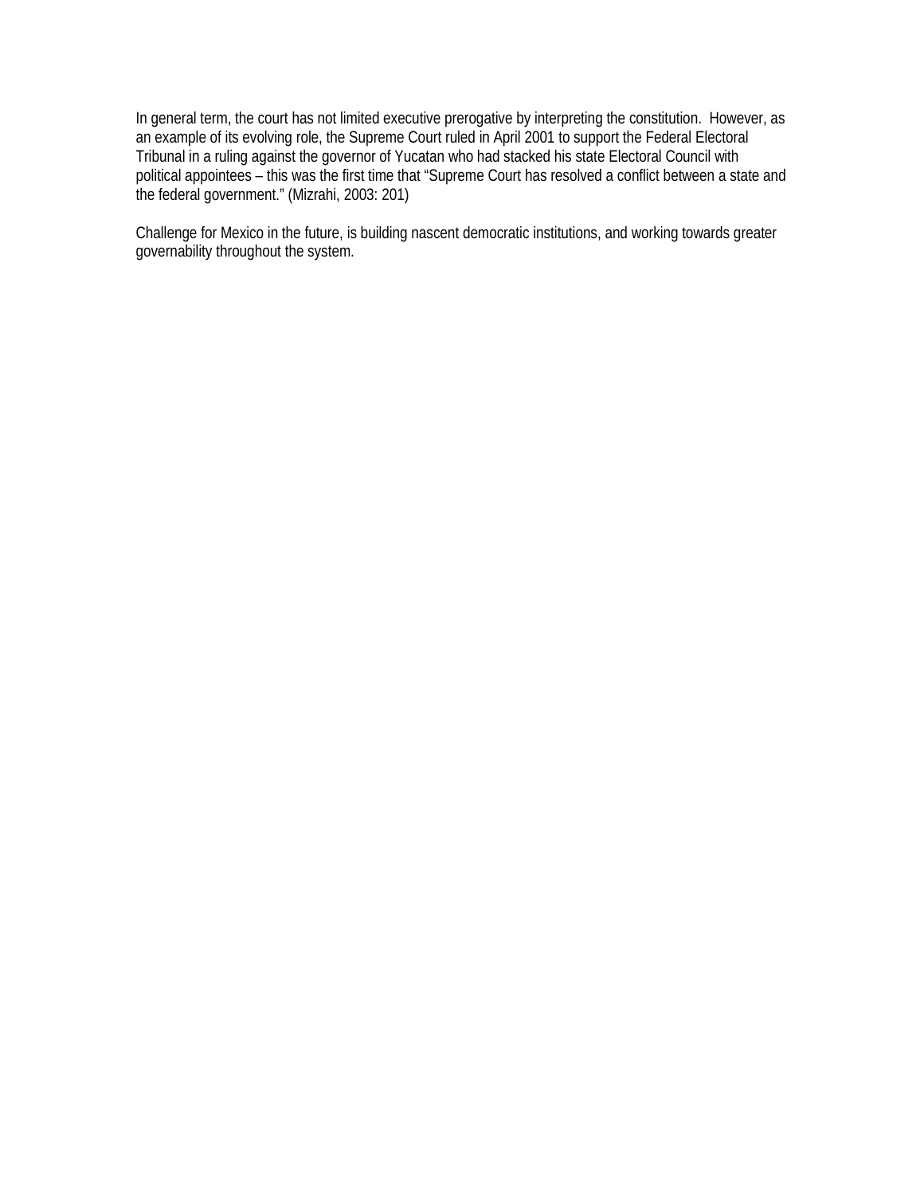In general term, the court has not limited executive prerogative by interpreting the constitution. However, as an example of its evolving role, the Supreme Court ruled in April 2001 to support the Federal Electoral Tribunal in a ruling against the governor of Yucatan who had stacked his state Electoral Council with political appointees – this was the first time that "Supreme Court has resolved a conflict between a state and the federal government." (Mizrahi, 2003: 201)

Challenge for Mexico in the future, is building nascent democratic institutions, and working towards greater governability throughout the system.